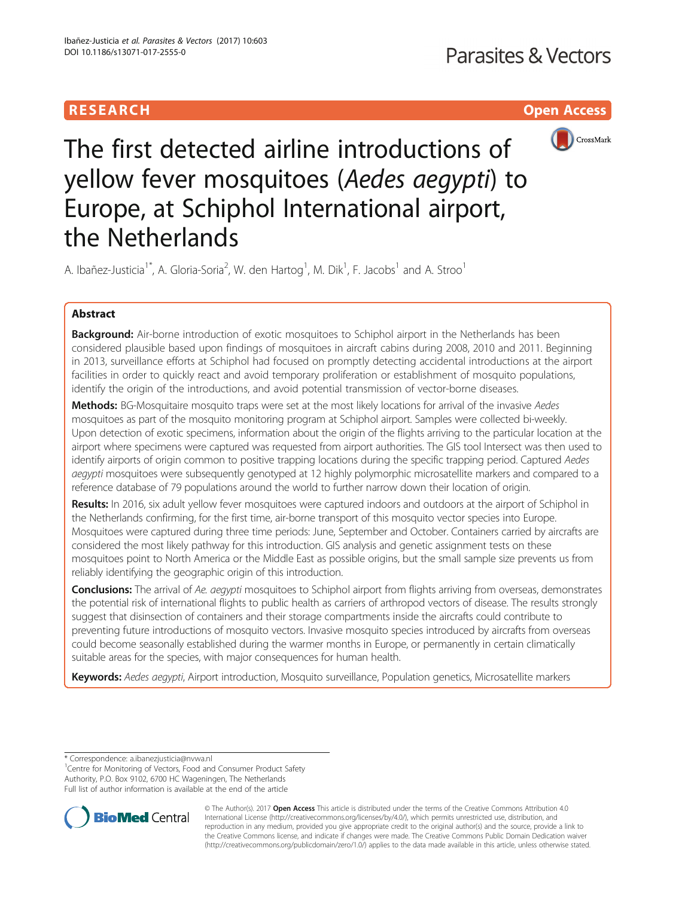RESEARCH Open Access

# The first detected airline introductions of yellow fever mosquitoes (*Aedes aegypti*) to Europe, at Schiphol International airport, the Netherlands

A. Ibañez-Justicia[1*], A. Gloria-Soria[2], W. den Hartog[1], M. Dik[1], F. Jacobs[1] and A. Stroo[1]

## Abstract

**Background:** Air-borne introduction of exotic mosquitoes to Schiphol airport in the Netherlands has been considered plausible based upon findings of mosquitoes in aircraft cabins during 2008, 2010 and 2011. Beginning in 2013, surveillance efforts at Schiphol had focused on promptly detecting accidental introductions at the airport facilities in order to quickly react and avoid temporary proliferation or establishment of mosquito populations, identify the origin of the introductions, and avoid potential transmission of vector-borne diseases.

**Methods:** BG-Mosquitaire mosquito traps were set at the most likely locations for arrival of the invasive *Aedes* mosquitoes as part of the mosquito monitoring program at Schiphol airport. Samples were collected bi-weekly. Upon detection of exotic specimens, information about the origin of the flights arriving to the particular location at the airport where specimens were captured was requested from airport authorities. The GIS tool Intersect was then used to identify airports of origin common to positive trapping locations during the specific trapping period. Captured *Aedes aegypti* mosquitoes were subsequently genotyped at 12 highly polymorphic microsatellite markers and compared to a reference database of 79 populations around the world to further narrow down their location of origin.

**Results:** In 2016, six adult yellow fever mosquitoes were captured indoors and outdoors at the airport of Schiphol in the Netherlands confirming, for the first time, air-borne transport of this mosquito vector species into Europe. Mosquitoes were captured during three time periods: June, September and October. Containers carried by aircrafts are considered the most likely pathway for this introduction. GIS analysis and genetic assignment tests on these mosquitoes point to North America or the Middle East as possible origins, but the small sample size prevents us from reliably identifying the geographic origin of this introduction.

**Conclusions:** The arrival of *Ae. aegypti* mosquitoes to Schiphol airport from flights arriving from overseas, demonstrates the potential risk of international flights to public health as carriers of arthropod vectors of disease. The results strongly suggest that disinsection of containers and their storage compartments inside the aircrafts could contribute to preventing future introductions of mosquito vectors. Invasive mosquito species introduced by aircrafts from overseas could become seasonally established during the warmer months in Europe, or permanently in certain climatically suitable areas for the species, with major consequences for human health.

**Keywords:** *Aedes aegypti*, Airport introduction, Mosquito surveillance, Population genetics, Microsatellite markers

---

* Correspondence: a.ibanezjusticia@nvwa.nl
[1]Centre for Monitoring of Vectors, Food and Consumer Product Safety Authority, P.O. Box 9102, 6700 HC Wageningen, The Netherlands
Full list of author information is available at the end of the article

© The Author(s). 2017 **Open Access** This article is distributed under the terms of the Creative Commons Attribution 4.0 International License (http://creativecommons.org/licenses/by/4.0/), which permits unrestricted use, distribution, and reproduction in any medium, provided you give appropriate credit to the original author(s) and the source, provide a link to the Creative Commons license, and indicate if changes were made. The Creative Commons Public Domain Dedication waiver (http://creativecommons.org/publicdomain/zero/1.0/) applies to the data made available in this article, unless otherwise stated.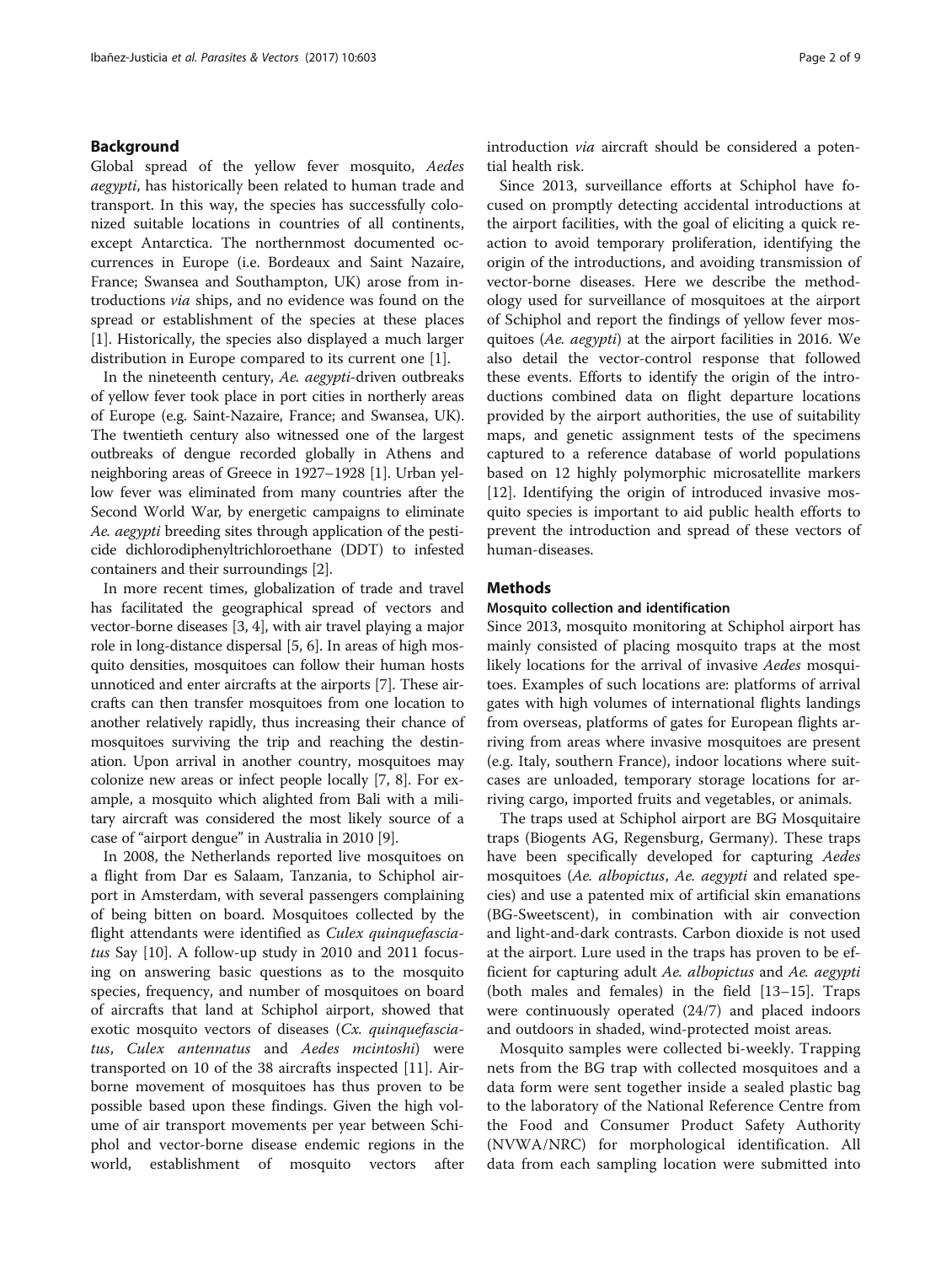## Background

Global spread of the yellow fever mosquito, *Aedes aegypti*, has historically been related to human trade and transport. In this way, the species has successfully colonized suitable locations in countries of all continents, except Antarctica. The northernmost documented occurrences in Europe (i.e. Bordeaux and Saint Nazaire, France; Swansea and Southampton, UK) arose from introductions *via* ships, and no evidence was found on the spread or establishment of the species at these places [1]. Historically, the species also displayed a much larger distribution in Europe compared to its current one [1].

In the nineteenth century, *Ae. aegypti*-driven outbreaks of yellow fever took place in port cities in northerly areas of Europe (e.g. Saint-Nazaire, France; and Swansea, UK). The twentieth century also witnessed one of the largest outbreaks of dengue recorded globally in Athens and neighboring areas of Greece in 1927–1928 [1]. Urban yellow fever was eliminated from many countries after the Second World War, by energetic campaigns to eliminate *Ae. aegypti* breeding sites through application of the pesticide dichlorodiphenyltrichloroethane (DDT) to infested containers and their surroundings [2].

In more recent times, globalization of trade and travel has facilitated the geographical spread of vectors and vector-borne diseases [3, 4], with air travel playing a major role in long-distance dispersal [5, 6]. In areas of high mosquito densities, mosquitoes can follow their human hosts unnoticed and enter aircrafts at the airports [7]. These aircrafts can then transfer mosquitoes from one location to another relatively rapidly, thus increasing their chance of mosquitoes surviving the trip and reaching the destination. Upon arrival in another country, mosquitoes may colonize new areas or infect people locally [7, 8]. For example, a mosquito which alighted from Bali with a military aircraft was considered the most likely source of a case of "airport dengue" in Australia in 2010 [9].

In 2008, the Netherlands reported live mosquitoes on a flight from Dar es Salaam, Tanzania, to Schiphol airport in Amsterdam, with several passengers complaining of being bitten on board. Mosquitoes collected by the flight attendants were identified as *Culex quinquefasciatus* Say [10]. A follow-up study in 2010 and 2011 focusing on answering basic questions as to the mosquito species, frequency, and number of mosquitoes on board of aircrafts that land at Schiphol airport, showed that exotic mosquito vectors of diseases (*Cx. quinquefasciatus*, *Culex antennatus* and *Aedes mcintoshi*) were transported on 10 of the 38 aircrafts inspected [11]. Airborne movement of mosquitoes has thus proven to be possible based upon these findings. Given the high volume of air transport movements per year between Schiphol and vector-borne disease endemic regions in the world, establishment of mosquito vectors after introduction *via* aircraft should be considered a potential health risk.

Since 2013, surveillance efforts at Schiphol have focused on promptly detecting accidental introductions at the airport facilities, with the goal of eliciting a quick reaction to avoid temporary proliferation, identifying the origin of the introductions, and avoiding transmission of vector-borne diseases. Here we describe the methodology used for surveillance of mosquitoes at the airport of Schiphol and report the findings of yellow fever mosquitoes (*Ae. aegypti*) at the airport facilities in 2016. We also detail the vector-control response that followed these events. Efforts to identify the origin of the introductions combined data on flight departure locations provided by the airport authorities, the use of suitability maps, and genetic assignment tests of the specimens captured to a reference database of world populations based on 12 highly polymorphic microsatellite markers [12]. Identifying the origin of introduced invasive mosquito species is important to aid public health efforts to prevent the introduction and spread of these vectors of human-diseases.

## Methods

### Mosquito collection and identification

Since 2013, mosquito monitoring at Schiphol airport has mainly consisted of placing mosquito traps at the most likely locations for the arrival of invasive *Aedes* mosquitoes. Examples of such locations are: platforms of arrival gates with high volumes of international flights landings from overseas, platforms of gates for European flights arriving from areas where invasive mosquitoes are present (e.g. Italy, southern France), indoor locations where suitcases are unloaded, temporary storage locations for arriving cargo, imported fruits and vegetables, or animals.

The traps used at Schiphol airport are BG Mosquitaire traps (Biogents AG, Regensburg, Germany). These traps have been specifically developed for capturing *Aedes* mosquitoes (*Ae. albopictus*, *Ae. aegypti* and related species) and use a patented mix of artificial skin emanations (BG-Sweetscent), in combination with air convection and light-and-dark contrasts. Carbon dioxide is not used at the airport. Lure used in the traps has proven to be efficient for capturing adult *Ae. albopictus* and *Ae. aegypti* (both males and females) in the field [13–15]. Traps were continuously operated (24/7) and placed indoors and outdoors in shaded, wind-protected moist areas.

Mosquito samples were collected bi-weekly. Trapping nets from the BG trap with collected mosquitoes and a data form were sent together inside a sealed plastic bag to the laboratory of the National Reference Centre from the Food and Consumer Product Safety Authority (NVWA/NRC) for morphological identification. All data from each sampling location were submitted into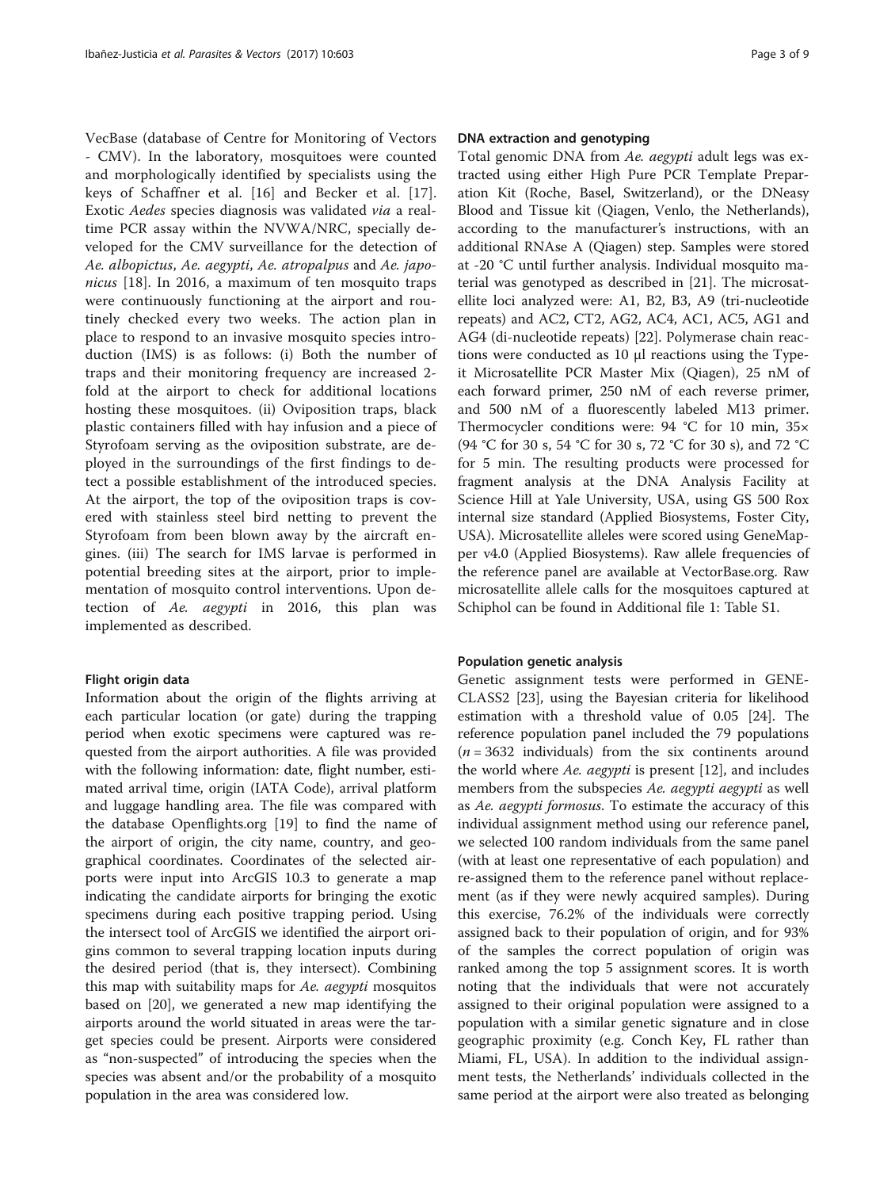VecBase (database of Centre for Monitoring of Vectors - CMV). In the laboratory, mosquitoes were counted and morphologically identified by specialists using the keys of Schaffner et al. [16] and Becker et al. [17]. Exotic *Aedes* species diagnosis was validated *via* a real-time PCR assay within the NVWA/NRC, specially developed for the CMV surveillance for the detection of *Ae. albopictus*, *Ae. aegypti*, *Ae. atropalpus* and *Ae. japonicus* [18]. In 2016, a maximum of ten mosquito traps were continuously functioning at the airport and routinely checked every two weeks. The action plan in place to respond to an invasive mosquito species introduction (IMS) is as follows: (i) Both the number of traps and their monitoring frequency are increased 2-fold at the airport to check for additional locations hosting these mosquitoes. (ii) Oviposition traps, black plastic containers filled with hay infusion and a piece of Styrofoam serving as the oviposition substrate, are deployed in the surroundings of the first findings to detect a possible establishment of the introduced species. At the airport, the top of the oviposition traps is covered with stainless steel bird netting to prevent the Styrofoam from been blown away by the aircraft engines. (iii) The search for IMS larvae is performed in potential breeding sites at the airport, prior to implementation of mosquito control interventions. Upon detection of *Ae. aegypti* in 2016, this plan was implemented as described.

### Flight origin data

Information about the origin of the flights arriving at each particular location (or gate) during the trapping period when exotic specimens were captured was requested from the airport authorities. A file was provided with the following information: date, flight number, estimated arrival time, origin (IATA Code), arrival platform and luggage handling area. The file was compared with the database Openflights.org [19] to find the name of the airport of origin, the city name, country, and geographical coordinates. Coordinates of the selected airports were input into ArcGIS 10.3 to generate a map indicating the candidate airports for bringing the exotic specimens during each positive trapping period. Using the intersect tool of ArcGIS we identified the airport origins common to several trapping location inputs during the desired period (that is, they intersect). Combining this map with suitability maps for *Ae. aegypti* mosquitos based on [20], we generated a new map identifying the airports around the world situated in areas were the target species could be present. Airports were considered as "non-suspected" of introducing the species when the species was absent and/or the probability of a mosquito population in the area was considered low.

### DNA extraction and genotyping

Total genomic DNA from *Ae. aegypti* adult legs was extracted using either High Pure PCR Template Preparation Kit (Roche, Basel, Switzerland), or the DNeasy Blood and Tissue kit (Qiagen, Venlo, the Netherlands), according to the manufacturer's instructions, with an additional RNAse A (Qiagen) step. Samples were stored at -20 °C until further analysis. Individual mosquito material was genotyped as described in [21]. The microsatellite loci analyzed were: A1, B2, B3, A9 (tri-nucleotide repeats) and AC2, CT2, AG2, AC4, AC1, AC5, AG1 and AG4 (di-nucleotide repeats) [22]. Polymerase chain reactions were conducted as 10 μl reactions using the Type-it Microsatellite PCR Master Mix (Qiagen), 25 nM of each forward primer, 250 nM of each reverse primer, and 500 nM of a fluorescently labeled M13 primer. Thermocycler conditions were: 94 °C for 10 min, 35× (94 °C for 30 s, 54 °C for 30 s, 72 °C for 30 s), and 72 °C for 5 min. The resulting products were processed for fragment analysis at the DNA Analysis Facility at Science Hill at Yale University, USA, using GS 500 Rox internal size standard (Applied Biosystems, Foster City, USA). Microsatellite alleles were scored using GeneMapper v4.0 (Applied Biosystems). Raw allele frequencies of the reference panel are available at VectorBase.org. Raw microsatellite allele calls for the mosquitoes captured at Schiphol can be found in Additional file 1: Table S1.

### Population genetic analysis

Genetic assignment tests were performed in GENECLASS2 [23], using the Bayesian criteria for likelihood estimation with a threshold value of 0.05 [24]. The reference population panel included the 79 populations ($n = 3632$ individuals) from the six continents around the world where *Ae. aegypti* is present [12], and includes members from the subspecies *Ae. aegypti aegypti* as well as *Ae. aegypti formosus*. To estimate the accuracy of this individual assignment method using our reference panel, we selected 100 random individuals from the same panel (with at least one representative of each population) and re-assigned them to the reference panel without replacement (as if they were newly acquired samples). During this exercise, 76.2% of the individuals were correctly assigned back to their population of origin, and for 93% of the samples the correct population of origin was ranked among the top 5 assignment scores. It is worth noting that the individuals that were not accurately assigned to their original population were assigned to a population with a similar genetic signature and in close geographic proximity (e.g. Conch Key, FL rather than Miami, FL, USA). In addition to the individual assignment tests, the Netherlands' individuals collected in the same period at the airport were also treated as belonging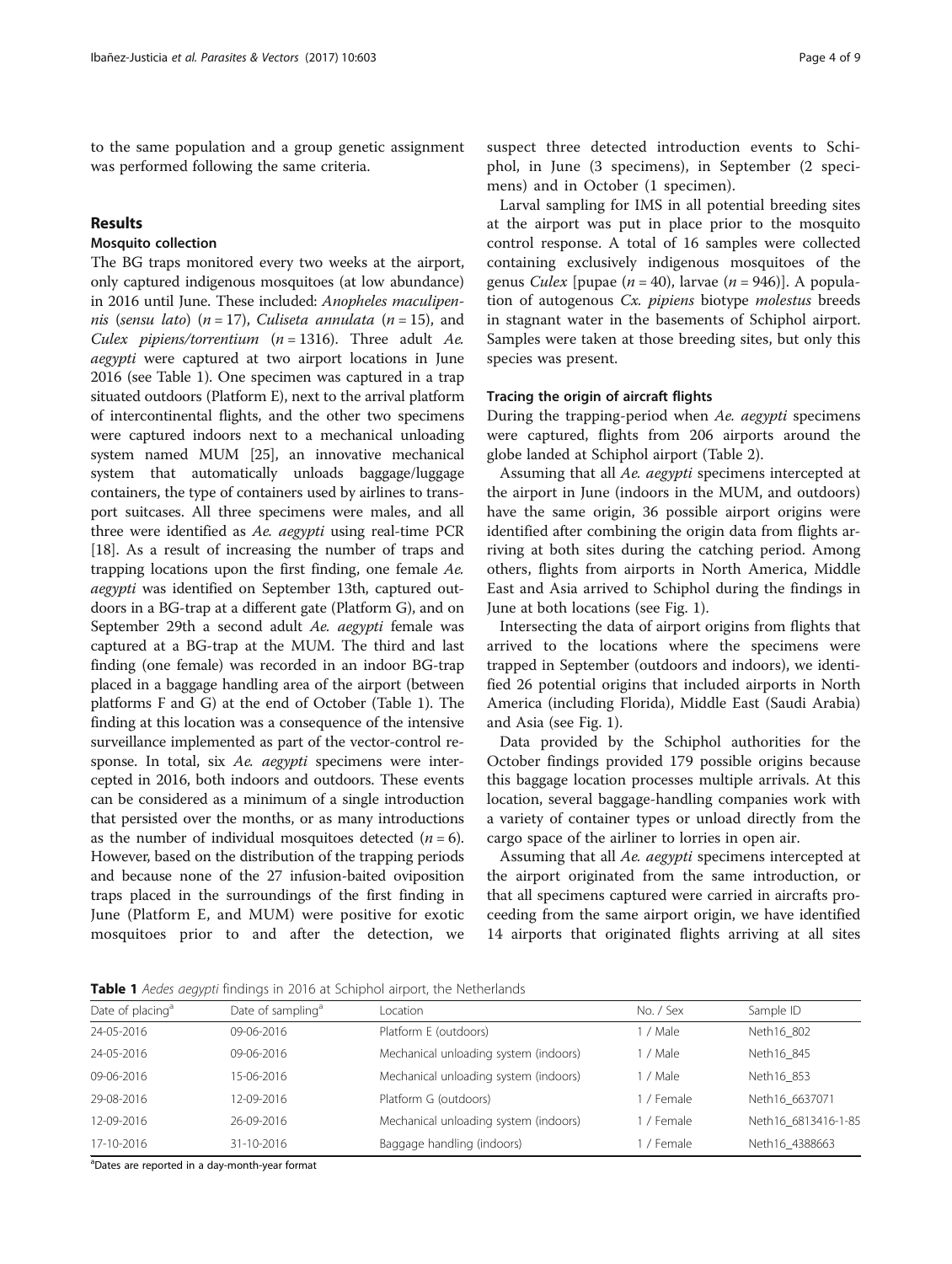to the same population and a group genetic assignment was performed following the same criteria.

## Results

### Mosquito collection

The BG traps monitored every two weeks at the airport, only captured indigenous mosquitoes (at low abundance) in 2016 until June. These included: *Anopheles maculipennis* (*sensu lato*) ($n = 17$), *Culiseta annulata* ($n = 15$), and *Culex pipiens/torrentium* ($n = 1316$). Three adult *Ae. aegypti* were captured at two airport locations in June 2016 (see Table 1). One specimen was captured in a trap situated outdoors (Platform E), next to the arrival platform of intercontinental flights, and the other two specimens were captured indoors next to a mechanical unloading system named MUM [25], an innovative mechanical system that automatically unloads baggage/luggage containers, the type of containers used by airlines to transport suitcases. All three specimens were males, and all three were identified as *Ae. aegypti* using real-time PCR [18]. As a result of increasing the number of traps and trapping locations upon the first finding, one female *Ae. aegypti* was identified on September 13th, captured outdoors in a BG-trap at a different gate (Platform G), and on September 29th a second adult *Ae. aegypti* female was captured at a BG-trap at the MUM. The third and last finding (one female) was recorded in an indoor BG-trap placed in a baggage handling area of the airport (between platforms F and G) at the end of October (Table 1). The finding at this location was a consequence of the intensive surveillance implemented as part of the vector-control response. In total, six *Ae. aegypti* specimens were intercepted in 2016, both indoors and outdoors. These events can be considered as a minimum of a single introduction that persisted over the months, or as many introductions as the number of individual mosquitoes detected ($n = 6$). However, based on the distribution of the trapping periods and because none of the 27 infusion-baited oviposition traps placed in the surroundings of the first finding in June (Platform E, and MUM) were positive for exotic mosquitoes prior to and after the detection, we suspect three detected introduction events to Schiphol, in June (3 specimens), in September (2 specimens) and in October (1 specimen).

Larval sampling for IMS in all potential breeding sites at the airport was put in place prior to the mosquito control response. A total of 16 samples were collected containing exclusively indigenous mosquitoes of the genus *Culex* [pupae ($n = 40$), larvae ($n = 946$)]. A population of autogenous *Cx. pipiens* biotype *molestus* breeds in stagnant water in the basements of Schiphol airport. Samples were taken at those breeding sites, but only this species was present.

### Tracing the origin of aircraft flights

During the trapping-period when *Ae. aegypti* specimens were captured, flights from 206 airports around the globe landed at Schiphol airport (Table 2).

Assuming that all *Ae. aegypti* specimens intercepted at the airport in June (indoors in the MUM, and outdoors) have the same origin, 36 possible airport origins were identified after combining the origin data from flights arriving at both sites during the catching period. Among others, flights from airports in North America, Middle East and Asia arrived to Schiphol during the findings in June at both locations (see Fig. 1).

Intersecting the data of airport origins from flights that arrived to the locations where the specimens were trapped in September (outdoors and indoors), we identified 26 potential origins that included airports in North America (including Florida), Middle East (Saudi Arabia) and Asia (see Fig. 1).

Data provided by the Schiphol authorities for the October findings provided 179 possible origins because this baggage location processes multiple arrivals. At this location, several baggage-handling companies work with a variety of container types or unload directly from the cargo space of the airliner to lorries in open air.

Assuming that all *Ae. aegypti* specimens intercepted at the airport originated from the same introduction, or that all specimens captured were carried in aircrafts proceeding from the same airport origin, we have identified 14 airports that originated flights arriving at all sites

**Table 1** *Aedes aegypti* findings in 2016 at Schiphol airport, the Netherlands

| Date of placing[a] | Date of sampling[a] | Location | No. / Sex | Sample ID |
|---|---|---|---|---|
| 24-05-2016 | 09-06-2016 | Platform E (outdoors) | 1 / Male | Neth16_802 |
| 24-05-2016 | 09-06-2016 | Mechanical unloading system (indoors) | 1 / Male | Neth16_845 |
| 09-06-2016 | 15-06-2016 | Mechanical unloading system (indoors) | 1 / Male | Neth16_853 |
| 29-08-2016 | 12-09-2016 | Platform G (outdoors) | 1 / Female | Neth16_6637071 |
| 12-09-2016 | 26-09-2016 | Mechanical unloading system (indoors) | 1 / Female | Neth16_6813416-1-85 |
| 17-10-2016 | 31-10-2016 | Baggage handling (indoors) | 1 / Female | Neth16_4388663 |

[a]Dates are reported in a day-month-year format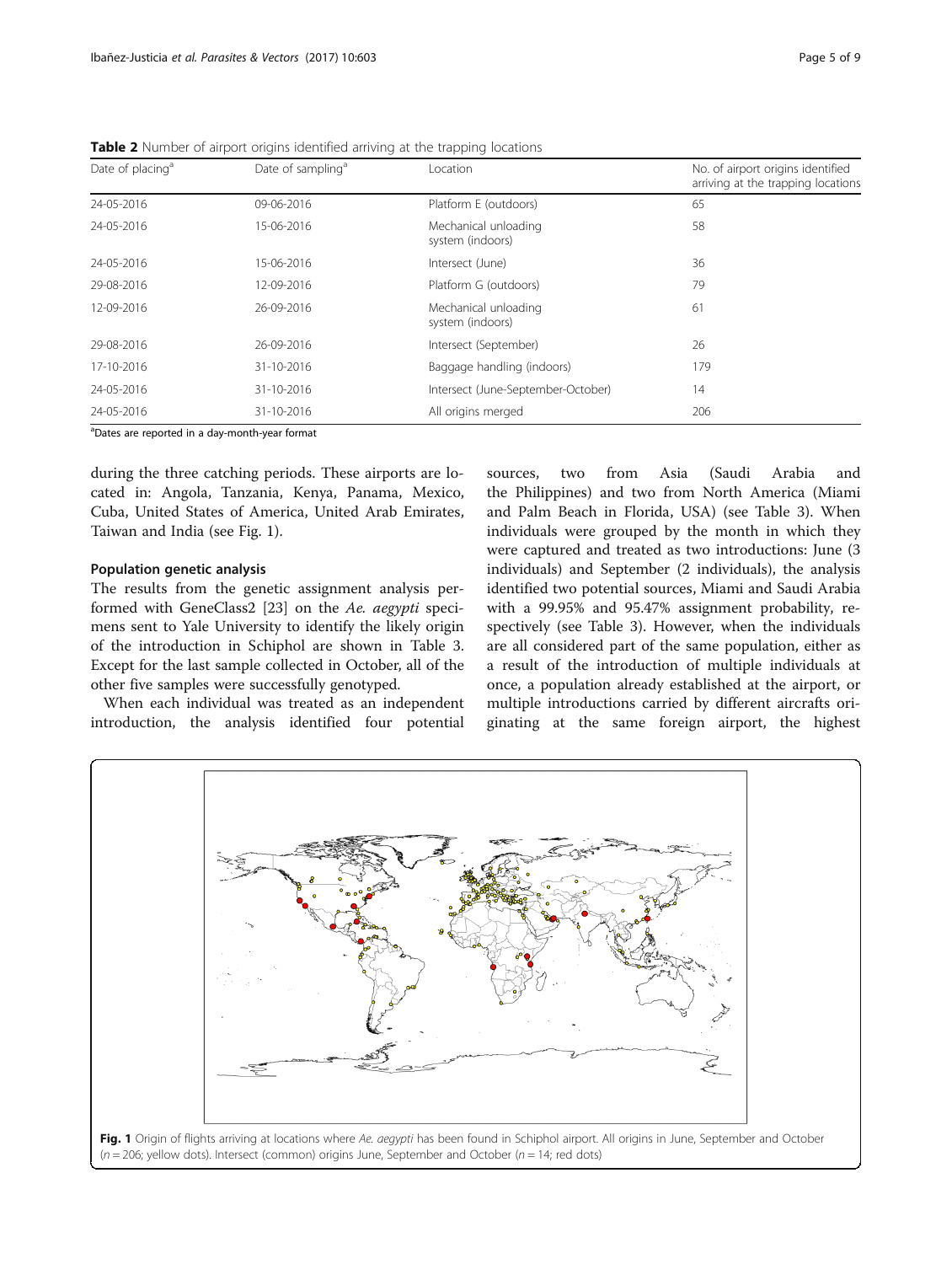**Table 2** Number of airport origins identified arriving at the trapping locations

| Date of placing[a] | Date of sampling[a] | Location | No. of airport origins identified arriving at the trapping locations |
|---|---|---|---|
| 24-05-2016 | 09-06-2016 | Platform E (outdoors) | 65 |
| 24-05-2016 | 15-06-2016 | Mechanical unloading system (indoors) | 58 |
| 24-05-2016 | 15-06-2016 | Intersect (June) | 36 |
| 29-08-2016 | 12-09-2016 | Platform G (outdoors) | 79 |
| 12-09-2016 | 26-09-2016 | Mechanical unloading system (indoors) | 61 |
| 29-08-2016 | 26-09-2016 | Intersect (September) | 26 |
| 17-10-2016 | 31-10-2016 | Baggage handling (indoors) | 179 |
| 24-05-2016 | 31-10-2016 | Intersect (June-September-October) | 14 |
| 24-05-2016 | 31-10-2016 | All origins merged | 206 |

[a]Dates are reported in a day-month-year format

during the three catching periods. These airports are located in: Angola, Tanzania, Kenya, Panama, Mexico, Cuba, United States of America, United Arab Emirates, Taiwan and India (see Fig. 1).

### Population genetic analysis

The results from the genetic assignment analysis performed with GeneClass2 [23] on the *Ae. aegypti* specimens sent to Yale University to identify the likely origin of the introduction in Schiphol are shown in Table 3. Except for the last sample collected in October, all of the other five samples were successfully genotyped.

When each individual was treated as an independent introduction, the analysis identified four potential sources, two from Asia (Saudi Arabia and the Philippines) and two from North America (Miami and Palm Beach in Florida, USA) (see Table 3). When individuals were grouped by the month in which they were captured and treated as two introductions: June (3 individuals) and September (2 individuals), the analysis identified two potential sources, Miami and Saudi Arabia with a 99.95% and 95.47% assignment probability, respectively (see Table 3). However, when the individuals are all considered part of the same population, either as a result of the introduction of multiple individuals at once, a population already established at the airport, or multiple introductions carried by different aircrafts originating at the same foreign airport, the highest

**Fig. 1** Origin of flights arriving at locations where *Ae. aegypti* has been found in Schiphol airport. All origins in June, September and October ($n = 206$; yellow dots). Intersect (common) origins June, September and October ($n = 14$; red dots)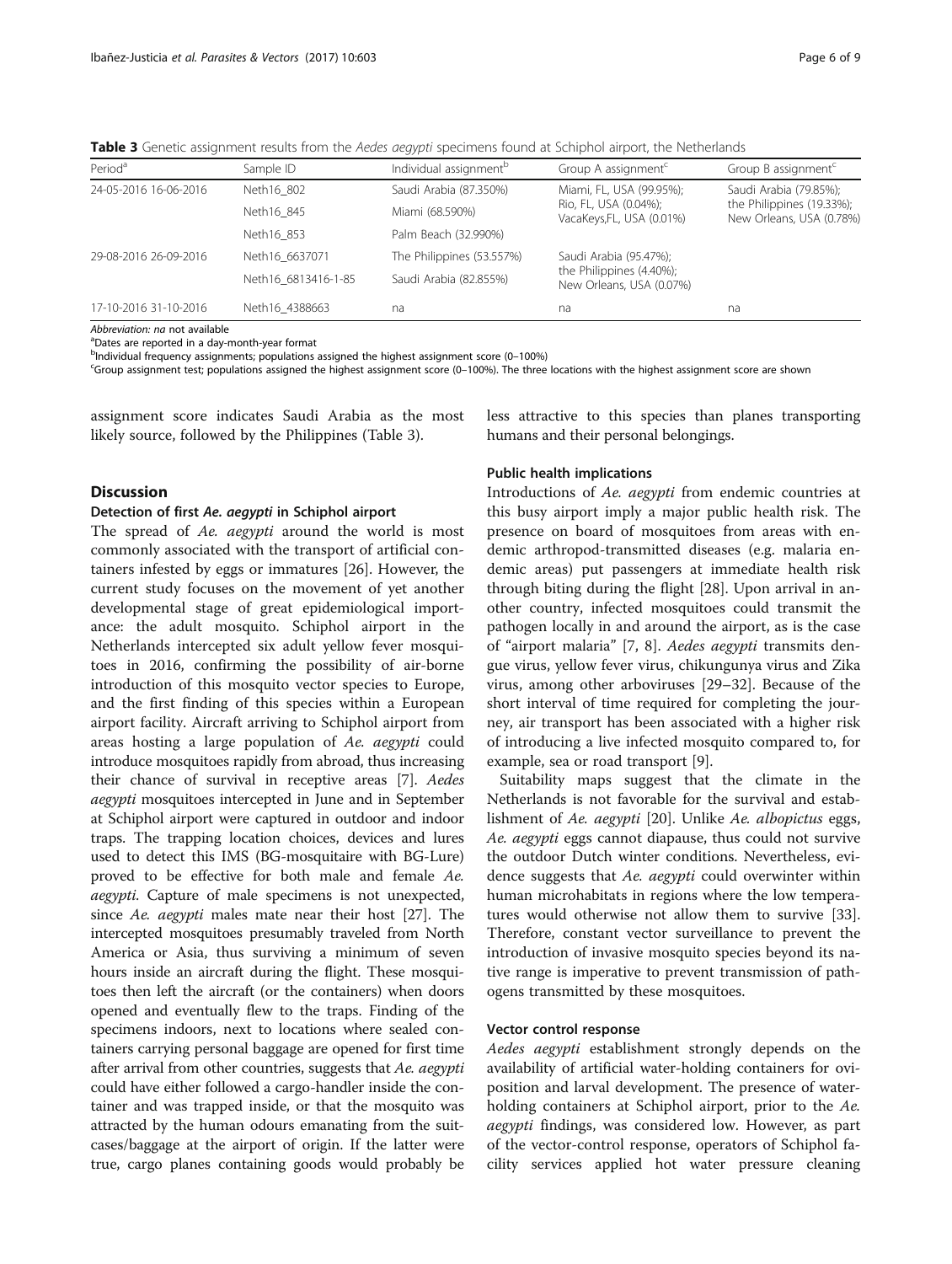**Table 3** Genetic assignment results from the *Aedes aegypti* specimens found at Schiphol airport, the Netherlands

| Period[a] | Sample ID | Individual assignment[b] | Group A assignment[c] | Group B assignment[c] |
|---|---|---|---|---|
| 24-05-2016 16-06-2016 | Neth16_802 | Saudi Arabia (87.350%) | Miami, FL, USA (99.95%); Rio, FL, USA (0.04%); VacaKeys,FL, USA (0.01%) | Saudi Arabia (79.85%); the Philippines (19.33%); New Orleans, USA (0.78%) |
| | Neth16_845 | Miami (68.590%) | | |
| | Neth16_853 | Palm Beach (32.990%) | | |
| 29-08-2016 26-09-2016 | Neth16_6637071 | The Philippines (53.557%) | Saudi Arabia (95.47%); the Philippines (4.40%); New Orleans, USA (0.07%) | |
| | Neth16_6813416-1-85 | Saudi Arabia (82.855%) | | |
| 17-10-2016 31-10-2016 | Neth16_4388663 | na | na | na |

*Abbreviation*: *na* not available

[a]Dates are reported in a day-month-year format

[b]Individual frequency assignments; populations assigned the highest assignment score (0–100%)

[c]Group assignment test; populations assigned the highest assignment score (0–100%). The three locations with the highest assignment score are shown

assignment score indicates Saudi Arabia as the most likely source, followed by the Philippines (Table 3).

## Discussion

### Detection of first *Ae. aegypti* in Schiphol airport

The spread of *Ae. aegypti* around the world is most commonly associated with the transport of artificial containers infested by eggs or immatures [26]. However, the current study focuses on the movement of yet another developmental stage of great epidemiological importance: the adult mosquito. Schiphol airport in the Netherlands intercepted six adult yellow fever mosquitoes in 2016, confirming the possibility of air-borne introduction of this mosquito vector species to Europe, and the first finding of this species within a European airport facility. Aircraft arriving to Schiphol airport from areas hosting a large population of *Ae. aegypti* could introduce mosquitoes rapidly from abroad, thus increasing their chance of survival in receptive areas [7]. *Aedes aegypti* mosquitoes intercepted in June and in September at Schiphol airport were captured in outdoor and indoor traps. The trapping location choices, devices and lures used to detect this IMS (BG-mosquitaire with BG-Lure) proved to be effective for both male and female *Ae. aegypti*. Capture of male specimens is not unexpected, since *Ae. aegypti* males mate near their host [27]. The intercepted mosquitoes presumably traveled from North America or Asia, thus surviving a minimum of seven hours inside an aircraft during the flight. These mosquitoes then left the aircraft (or the containers) when doors opened and eventually flew to the traps. Finding of the specimens indoors, next to locations where sealed containers carrying personal baggage are opened for first time after arrival from other countries, suggests that *Ae. aegypti* could have either followed a cargo-handler inside the container and was trapped inside, or that the mosquito was attracted by the human odours emanating from the suitcases/baggage at the airport of origin. If the latter were true, cargo planes containing goods would probably be less attractive to this species than planes transporting humans and their personal belongings.

### Public health implications

Introductions of *Ae. aegypti* from endemic countries at this busy airport imply a major public health risk. The presence on board of mosquitoes from areas with endemic arthropod-transmitted diseases (e.g. malaria endemic areas) put passengers at immediate health risk through biting during the flight [28]. Upon arrival in another country, infected mosquitoes could transmit the pathogen locally in and around the airport, as is the case of "airport malaria" [7, 8]. *Aedes aegypti* transmits dengue virus, yellow fever virus, chikungunya virus and Zika virus, among other arboviruses [29–32]. Because of the short interval of time required for completing the journey, air transport has been associated with a higher risk of introducing a live infected mosquito compared to, for example, sea or road transport [9].

Suitability maps suggest that the climate in the Netherlands is not favorable for the survival and establishment of *Ae. aegypti* [20]. Unlike *Ae. albopictus* eggs, *Ae. aegypti* eggs cannot diapause, thus could not survive the outdoor Dutch winter conditions. Nevertheless, evidence suggests that *Ae. aegypti* could overwinter within human microhabitats in regions where the low temperatures would otherwise not allow them to survive [33]. Therefore, constant vector surveillance to prevent the introduction of invasive mosquito species beyond its native range is imperative to prevent transmission of pathogens transmitted by these mosquitoes.

### Vector control response

*Aedes aegypti* establishment strongly depends on the availability of artificial water-holding containers for oviposition and larval development. The presence of water-holding containers at Schiphol airport, prior to the *Ae. aegypti* findings, was considered low. However, as part of the vector-control response, operators of Schiphol facility services applied hot water pressure cleaning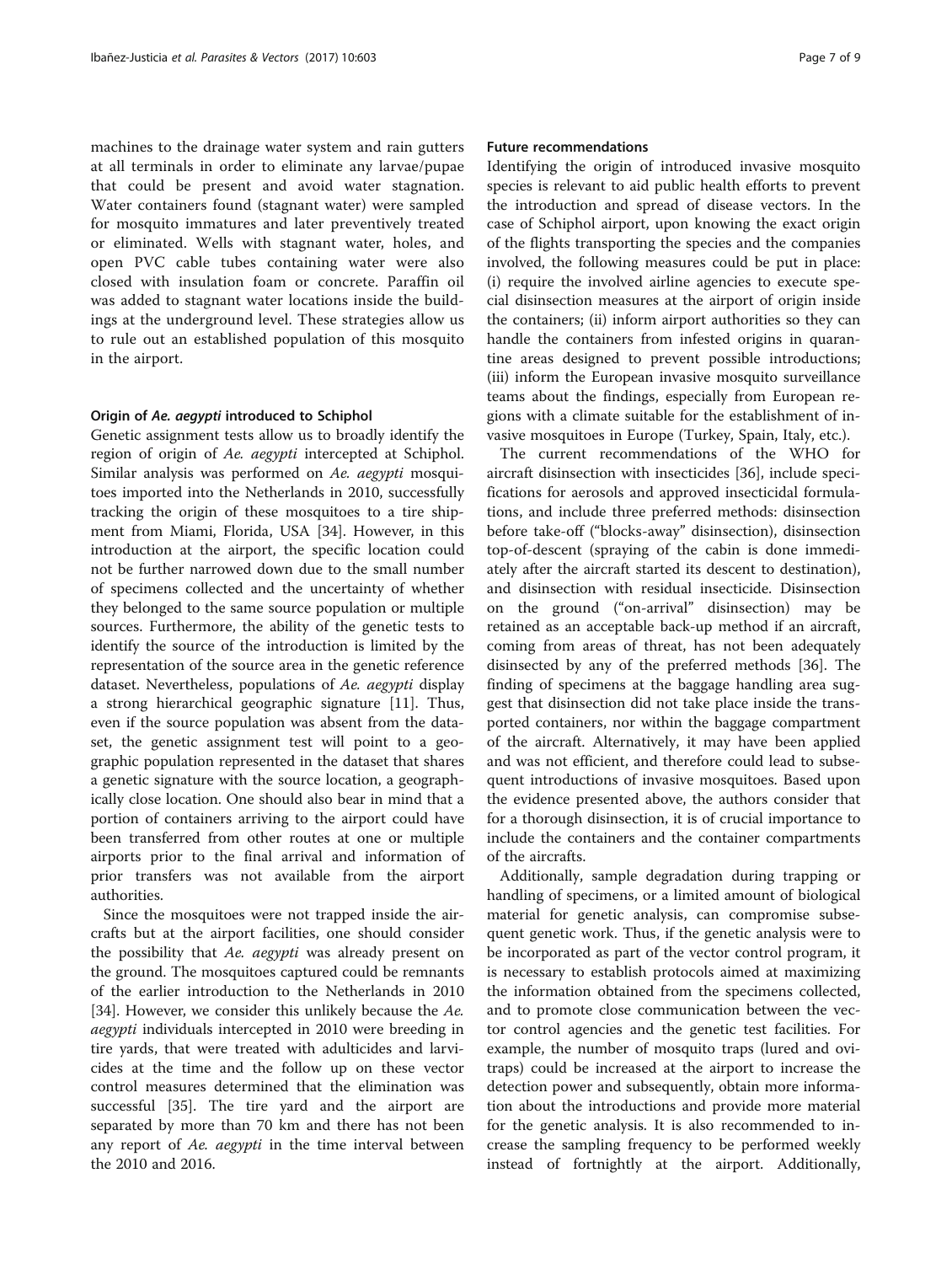machines to the drainage water system and rain gutters at all terminals in order to eliminate any larvae/pupae that could be present and avoid water stagnation. Water containers found (stagnant water) were sampled for mosquito immatures and later preventively treated or eliminated. Wells with stagnant water, holes, and open PVC cable tubes containing water were also closed with insulation foam or concrete. Paraffin oil was added to stagnant water locations inside the buildings at the underground level. These strategies allow us to rule out an established population of this mosquito in the airport.

#### Origin of *Ae. aegypti* introduced to Schiphol

Genetic assignment tests allow us to broadly identify the region of origin of *Ae. aegypti* intercepted at Schiphol. Similar analysis was performed on *Ae. aegypti* mosquitoes imported into the Netherlands in 2010, successfully tracking the origin of these mosquitoes to a tire shipment from Miami, Florida, USA [34]. However, in this introduction at the airport, the specific location could not be further narrowed down due to the small number of specimens collected and the uncertainty of whether they belonged to the same source population or multiple sources. Furthermore, the ability of the genetic tests to identify the source of the introduction is limited by the representation of the source area in the genetic reference dataset. Nevertheless, populations of *Ae. aegypti* display a strong hierarchical geographic signature [11]. Thus, even if the source population was absent from the dataset, the genetic assignment test will point to a geographic population represented in the dataset that shares a genetic signature with the source location, a geographically close location. One should also bear in mind that a portion of containers arriving to the airport could have been transferred from other routes at one or multiple airports prior to the final arrival and information of prior transfers was not available from the airport authorities.

Since the mosquitoes were not trapped inside the aircrafts but at the airport facilities, one should consider the possibility that *Ae. aegypti* was already present on the ground. The mosquitoes captured could be remnants of the earlier introduction to the Netherlands in 2010 [34]. However, we consider this unlikely because the *Ae. aegypti* individuals intercepted in 2010 were breeding in tire yards, that were treated with adulticides and larvicides at the time and the follow up on these vector control measures determined that the elimination was successful [35]. The tire yard and the airport are separated by more than 70 km and there has not been any report of *Ae. aegypti* in the time interval between the 2010 and 2016.

#### Future recommendations

Identifying the origin of introduced invasive mosquito species is relevant to aid public health efforts to prevent the introduction and spread of disease vectors. In the case of Schiphol airport, upon knowing the exact origin of the flights transporting the species and the companies involved, the following measures could be put in place: (i) require the involved airline agencies to execute special disinsection measures at the airport of origin inside the containers; (ii) inform airport authorities so they can handle the containers from infested origins in quarantine areas designed to prevent possible introductions; (iii) inform the European invasive mosquito surveillance teams about the findings, especially from European regions with a climate suitable for the establishment of invasive mosquitoes in Europe (Turkey, Spain, Italy, etc.).

The current recommendations of the WHO for aircraft disinsection with insecticides [36], include specifications for aerosols and approved insecticidal formulations, and include three preferred methods: disinsection before take-off ("blocks-away" disinsection), disinsection top-of-descent (spraying of the cabin is done immediately after the aircraft started its descent to destination), and disinsection with residual insecticide. Disinsection on the ground ("on-arrival" disinsection) may be retained as an acceptable back-up method if an aircraft, coming from areas of threat, has not been adequately disinsected by any of the preferred methods [36]. The finding of specimens at the baggage handling area suggest that disinsection did not take place inside the transported containers, nor within the baggage compartment of the aircraft. Alternatively, it may have been applied and was not efficient, and therefore could lead to subsequent introductions of invasive mosquitoes. Based upon the evidence presented above, the authors consider that for a thorough disinsection, it is of crucial importance to include the containers and the container compartments of the aircrafts.

Additionally, sample degradation during trapping or handling of specimens, or a limited amount of biological material for genetic analysis, can compromise subsequent genetic work. Thus, if the genetic analysis were to be incorporated as part of the vector control program, it is necessary to establish protocols aimed at maximizing the information obtained from the specimens collected, and to promote close communication between the vector control agencies and the genetic test facilities. For example, the number of mosquito traps (lured and ovitraps) could be increased at the airport to increase the detection power and subsequently, obtain more information about the introductions and provide more material for the genetic analysis. It is also recommended to increase the sampling frequency to be performed weekly instead of fortnightly at the airport. Additionally,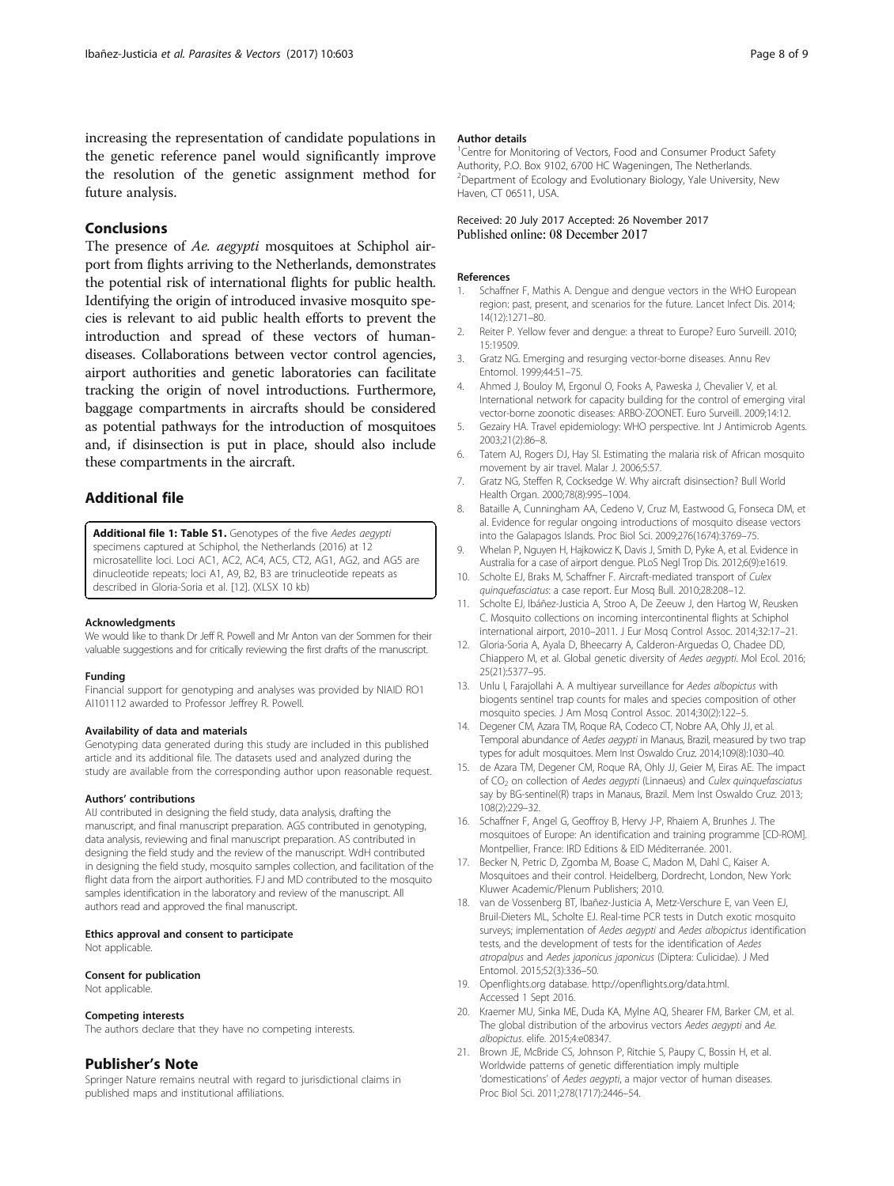increasing the representation of candidate populations in the genetic reference panel would significantly improve the resolution of the genetic assignment method for future analysis.

## Conclusions

The presence of *Ae. aegypti* mosquitoes at Schiphol airport from flights arriving to the Netherlands, demonstrates the potential risk of international flights for public health. Identifying the origin of introduced invasive mosquito species is relevant to aid public health efforts to prevent the introduction and spread of these vectors of human-diseases. Collaborations between vector control agencies, airport authorities and genetic laboratories can facilitate tracking the origin of novel introductions. Furthermore, baggage compartments in aircrafts should be considered as potential pathways for the introduction of mosquitoes and, if disinsection is put in place, should also include these compartments in the aircraft.

## Additional file

**Additional file 1: Table S1.** Genotypes of the five *Aedes aegypti* specimens captured at Schiphol, the Netherlands (2016) at 12 microsatellite loci. Loci AC1, AC2, AC4, AC5, CT2, AG1, AG2, and AG5 are dinucleotide repeats; loci A1, A9, B2, B3 are trinucleotide repeats as described in Gloria-Soria et al. [12]. (XLSX 10 kb)

#### Acknowledgments

We would like to thank Dr Jeff R. Powell and Mr Anton van der Sommen for their valuable suggestions and for critically reviewing the first drafts of the manuscript.

#### Funding

Financial support for genotyping and analyses was provided by NIAID RO1 AI101112 awarded to Professor Jeffrey R. Powell.

#### Availability of data and materials

Genotyping data generated during this study are included in this published article and its additional file. The datasets used and analyzed during the study are available from the corresponding author upon reasonable request.

#### Authors' contributions

AIJ contributed in designing the field study, data analysis, drafting the manuscript, and final manuscript preparation. AGS contributed in genotyping, data analysis, reviewing and final manuscript preparation. AS contributed in designing the field study and the review of the manuscript. WdH contributed in designing the field study, mosquito samples collection, and facilitation of the flight data from the airport authorities. FJ and MD contributed to the mosquito samples identification in the laboratory and review of the manuscript. All authors read and approved the final manuscript.

#### Ethics approval and consent to participate

Not applicable.

#### Consent for publication

Not applicable.

#### Competing interests

The authors declare that they have no competing interests.

## Publisher's Note

Springer Nature remains neutral with regard to jurisdictional claims in published maps and institutional affiliations.

#### Author details

[1]Centre for Monitoring of Vectors, Food and Consumer Product Safety Authority, P.O. Box 9102, 6700 HC Wageningen, The Netherlands. [2]Department of Ecology and Evolutionary Biology, Yale University, New Haven, CT 06511, USA.

Received: 20 July 2017 Accepted: 26 November 2017
Published online: 08 December 2017

#### References

1. Schaffner F, Mathis A. Dengue and dengue vectors in the WHO European region: past, present, and scenarios for the future. Lancet Infect Dis. 2014; 14(12):1271–80.
2. Reiter P. Yellow fever and dengue: a threat to Europe? Euro Surveill. 2010; 15:19509.
3. Gratz NG. Emerging and resurging vector-borne diseases. Annu Rev Entomol. 1999;44:51–75.
4. Ahmed J, Bouloy M, Ergonul O, Fooks A, Paweska J, Chevalier V, et al. International network for capacity building for the control of emerging viral vector-borne zoonotic diseases: ARBO-ZOONET. Euro Surveill. 2009;14:12.
5. Gezairy HA. Travel epidemiology: WHO perspective. Int J Antimicrob Agents. 2003;21(2):86–8.
6. Tatem AJ, Rogers DJ, Hay SI. Estimating the malaria risk of African mosquito movement by air travel. Malar J. 2006;5:57.
7. Gratz NG, Steffen R, Cocksedge W. Why aircraft disinsection? Bull World Health Organ. 2000;78(8):995–1004.
8. Bataille A, Cunningham AA, Cedeno V, Cruz M, Eastwood G, Fonseca DM, et al. Evidence for regular ongoing introductions of mosquito disease vectors into the Galapagos Islands. Proc Biol Sci. 2009;276(1674):3769–75.
9. Whelan P, Nguyen H, Hajkowicz K, Davis J, Smith D, Pyke A, et al. Evidence in Australia for a case of airport dengue. PLoS Negl Trop Dis. 2012;6(9):e1619.
10. Scholte EJ, Braks M, Schaffner F. Aircraft-mediated transport of *Culex quinquefasciatus*: a case report. Eur Mosq Bull. 2010;28:208–12.
11. Scholte EJ, Ibáñez-Justicia A, Stroo A, De Zeeuw J, den Hartog W, Reusken C. Mosquito collections on incoming intercontinental flights at Schiphol international airport, 2010–2011. J Eur Mosq Control Assoc. 2014;32:17–21.
12. Gloria-Soria A, Ayala D, Bheecarry A, Calderon-Arguedas O, Chadee DD, Chiappero M, et al. Global genetic diversity of *Aedes aegypti*. Mol Ecol. 2016; 25(21):5377–95.
13. Unlu I, Farajollahi A. A multiyear surveillance for *Aedes albopictus* with biogents sentinel trap counts for males and species composition of other mosquito species. J Am Mosq Control Assoc. 2014;30(2):122–5.
14. Degener CM, Azara TM, Roque RA, Codeco CT, Nobre AA, Ohly JJ, et al. Temporal abundance of *Aedes aegypti* in Manaus, Brazil, measured by two trap types for adult mosquitoes. Mem Inst Oswaldo Cruz. 2014;109(8):1030–40.
15. de Azara TM, Degener CM, Roque RA, Ohly JJ, Geier M, Eiras AE. The impact of $CO_2$ on collection of *Aedes aegypti* (Linnaeus) and *Culex quinquefasciatus* say by BG-sentinel(R) traps in Manaus, Brazil. Mem Inst Oswaldo Cruz. 2013; 108(2):229–32.
16. Schaffner F, Angel G, Geoffroy B, Hervy J-P, Rhaiem A, Brunhes J. The mosquitoes of Europe: An identification and training programme [CD-ROM]. Montpellier, France: IRD Editions & EID Méditerranée. 2001.
17. Becker N, Petric D, Zgomba M, Boase C, Madon M, Dahl C, Kaiser A. Mosquitoes and their control. Heidelberg, Dordrecht, London, New York: Kluwer Academic/Plenum Publishers; 2010.
18. van de Vossenberg BT, Ibañez-Justicia A, Metz-Verschure E, van Veen EJ, Bruil-Dieters ML, Scholte EJ. Real-time PCR tests in Dutch exotic mosquito surveys; implementation of *Aedes aegypti* and *Aedes albopictus* identification tests, and the development of tests for the identification of *Aedes atropalpus* and *Aedes japonicus japonicus* (Diptera: Culicidae). J Med Entomol. 2015;52(3):336–50.
19. Openflights.org database. http://openflights.org/data.html. Accessed 1 Sept 2016.
20. Kraemer MU, Sinka ME, Duda KA, Mylne AQ, Shearer FM, Barker CM, et al. The global distribution of the arbovirus vectors *Aedes aegypti* and *Ae. albopictus*. elife. 2015;4:e08347.
21. Brown JE, McBride CS, Johnson P, Ritchie S, Paupy C, Bossin H, et al. Worldwide patterns of genetic differentiation imply multiple 'domestications' of *Aedes aegypti*, a major vector of human diseases. Proc Biol Sci. 2011;278(1717):2446–54.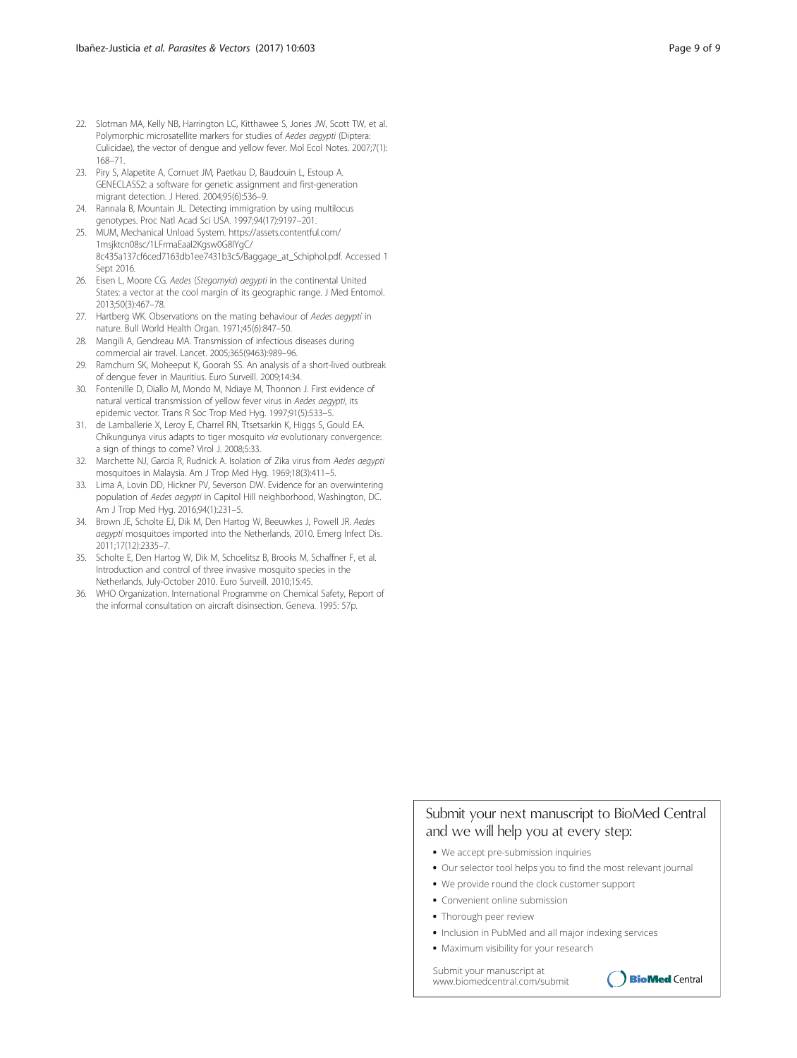22. Slotman MA, Kelly NB, Harrington LC, Kitthawee S, Jones JW, Scott TW, et al. Polymorphic microsatellite markers for studies of *Aedes aegypti* (Diptera: Culicidae), the vector of dengue and yellow fever. Mol Ecol Notes. 2007;7(1): 168–71.
23. Piry S, Alapetite A, Cornuet JM, Paetkau D, Baudouin L, Estoup A. GENECLASS2: a software for genetic assignment and first-generation migrant detection. J Hered. 2004;95(6):536–9.
24. Rannala B, Mountain JL. Detecting immigration by using multilocus genotypes. Proc Natl Acad Sci USA. 1997;94(17):9197–201.
25. MUM, Mechanical Unload System. https://assets.contentful.com/1msjktcn08sc/1LFrmaEaal2Kgsw0G8IYgC/8c435a137cf6ced7163db1ee7431b3c5/Baggage_at_Schiphol.pdf. Accessed 1 Sept 2016.
26. Eisen L, Moore CG. *Aedes* (*Stegomyia*) *aegypti* in the continental United States: a vector at the cool margin of its geographic range. J Med Entomol. 2013;50(3):467–78.
27. Hartberg WK. Observations on the mating behaviour of *Aedes aegypti* in nature. Bull World Health Organ. 1971;45(6):847–50.
28. Mangili A, Gendreau MA. Transmission of infectious diseases during commercial air travel. Lancet. 2005;365(9463):989–96.
29. Ramchurn SK, Moheeput K, Goorah SS. An analysis of a short-lived outbreak of dengue fever in Mauritius. Euro Surveill. 2009;14:34.
30. Fontenille D, Diallo M, Mondo M, Ndiaye M, Thonnon J. First evidence of natural vertical transmission of yellow fever virus in *Aedes aegypti*, its epidemic vector. Trans R Soc Trop Med Hyg. 1997;91(5):533–5.
31. de Lamballerie X, Leroy E, Charrel RN, Ttsetsarkin K, Higgs S, Gould EA. Chikungunya virus adapts to tiger mosquito *via* evolutionary convergence: a sign of things to come? Virol J. 2008;5:33.
32. Marchette NJ, Garcia R, Rudnick A. Isolation of Zika virus from *Aedes aegypti* mosquitoes in Malaysia. Am J Trop Med Hyg. 1969;18(3):411–5.
33. Lima A, Lovin DD, Hickner PV, Severson DW. Evidence for an overwintering population of *Aedes aegypti* in Capitol Hill neighborhood, Washington, DC. Am J Trop Med Hyg. 2016;94(1):231–5.
34. Brown JE, Scholte EJ, Dik M, Den Hartog W, Beeuwkes J, Powell JR. *Aedes aegypti* mosquitoes imported into the Netherlands, 2010. Emerg Infect Dis. 2011;17(12):2335–7.
35. Scholte E, Den Hartog W, Dik M, Schoelitsz B, Brooks M, Schaffner F, et al. Introduction and control of three invasive mosquito species in the Netherlands, July-October 2010. Euro Surveill. 2010;15:45.
36. WHO Organization. International Programme on Chemical Safety, Report of the informal consultation on aircraft disinsection. Geneva. 1995: 57p.

Submit your next manuscript to BioMed Central and we will help you at every step:

- We accept pre-submission inquiries
- Our selector tool helps you to find the most relevant journal
- We provide round the clock customer support
- Convenient online submission
- Thorough peer review
- Inclusion in PubMed and all major indexing services
- Maximum visibility for your research

Submit your manuscript at www.biomedcentral.com/submit

BioMed Central